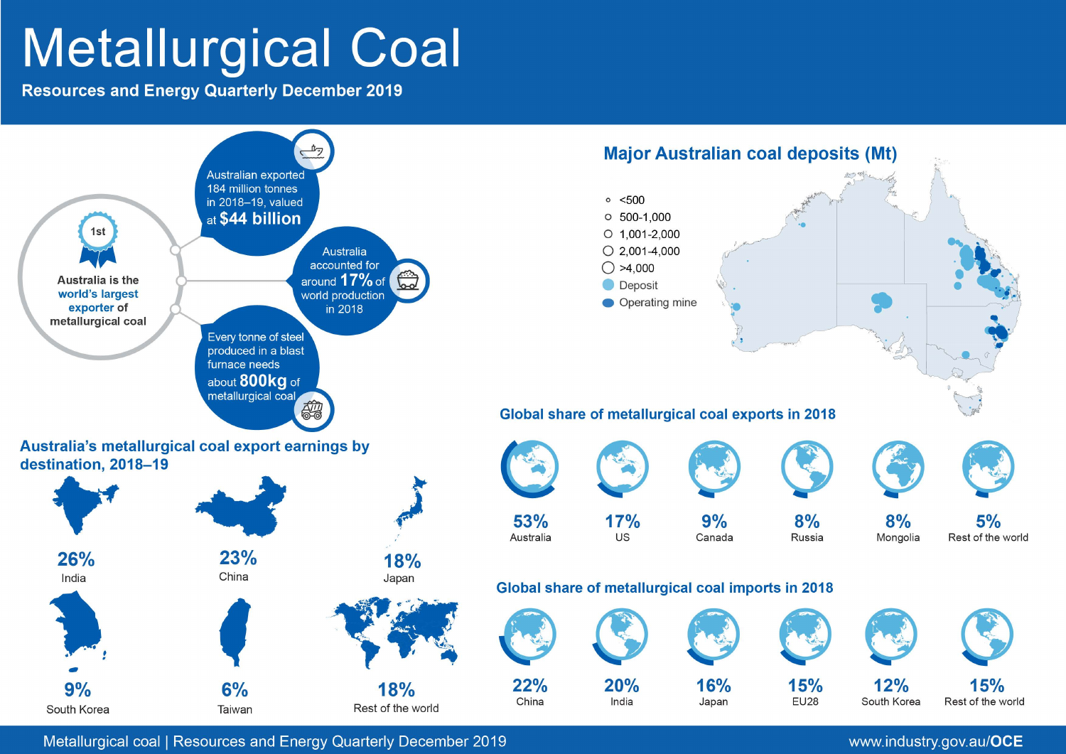# Metallurgical Coal

**Resources and Energy Quarterly December 2019**

1st

Australia is the **world's largest exporter** of metallurgical coal

Australian exported 184 million tonnes in 2018–19, valued at **$44 billion**

Australia accounted for around **17%** of world production in 2018

Every tonne of steel produced in a blast furnace needs about **800kg** of metallurgical coal

## Major Australian coal deposits (Mt)

- <500
- 500-1,000
- 1,001-2,000
- 2,001-4,000
- >4,000
- Deposit
- Operating mine

## Australia's metallurgical coal export earnings by destination, 2018–19

| Destination | Share |
| --- | --- |
| India | 26% |
| China | 23% |
| Japan | 18% |
| South Korea | 9% |
| Taiwan | 6% |
| Rest of the world | 18% |

## Global share of metallurgical coal exports in 2018

| Country | Share |
| --- | --- |
| Australia | 53% |
| US | 17% |
| Canada | 9% |
| Russia | 8% |
| Mongolia | 8% |
| Rest of the world | 5% |

## Global share of metallurgical coal imports in 2018

| Country | Share |
| --- | --- |
| China | 22% |
| India | 20% |
| Japan | 16% |
| EU28 | 15% |
| South Korea | 12% |
| Rest of the world | 15% |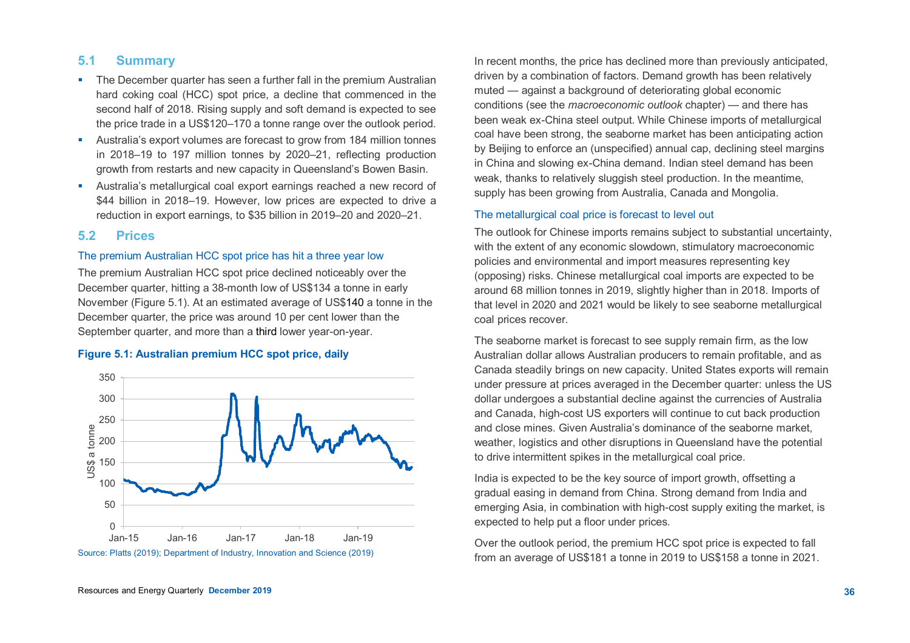## 5.1 Summary

- The December quarter has seen a further fall in the premium Australian hard coking coal (HCC) spot price, a decline that commenced in the second half of 2018. Rising supply and soft demand is expected to see the price trade in a US$120–170 a tonne range over the outlook period.
- Australia's export volumes are forecast to grow from 184 million tonnes in 2018–19 to 197 million tonnes by 2020–21, reflecting production growth from restarts and new capacity in Queensland's Bowen Basin.
- Australia's metallurgical coal export earnings reached a new record of $44 billion in 2018–19. However, low prices are expected to drive a reduction in export earnings, to $35 billion in 2019–20 and 2020–21.

## 5.2 Prices

### The premium Australian HCC spot price has hit a three year low

The premium Australian HCC spot price declined noticeably over the December quarter, hitting a 38-month low of US$134 a tonne in early November (Figure 5.1). At an estimated average of US$140 a tonne in the December quarter, the price was around 10 per cent lower than the September quarter, and more than a third lower year-on-year.

**Figure 5.1: Australian premium HCC spot price, daily**

US$ a tonne
350
300
250
200
150
100
50
0
Jan-15
Jan-16
Jan-17
Jan-18
Jan-19

Source: Platts (2019); Department of Industry, Innovation and Science (2019)

In recent months, the price has declined more than previously anticipated, driven by a combination of factors. Demand growth has been relatively muted — against a background of deteriorating global economic conditions (see the *macroeconomic outlook* chapter) — and there has been weak ex-China steel output. While Chinese imports of metallurgical coal have been strong, the seaborne market has been anticipating action by Beijing to enforce an (unspecified) annual cap, declining steel margins in China and slowing ex-China demand. Indian steel demand has been weak, thanks to relatively sluggish steel production. In the meantime, supply has been growing from Australia, Canada and Mongolia.

### The metallurgical coal price is forecast to level out

The outlook for Chinese imports remains subject to substantial uncertainty, with the extent of any economic slowdown, stimulatory macroeconomic policies and environmental and import measures representing key (opposing) risks. Chinese metallurgical coal imports are expected to be around 68 million tonnes in 2019, slightly higher than in 2018. Imports of that level in 2020 and 2021 would be likely to see seaborne metallurgical coal prices recover.

The seaborne market is forecast to see supply remain firm, as the low Australian dollar allows Australian producers to remain profitable, and as Canada steadily brings on new capacity. United States exports will remain under pressure at prices averaged in the December quarter: unless the US dollar undergoes a substantial decline against the currencies of Australia and Canada, high-cost US exporters will continue to cut back production and close mines. Given Australia's dominance of the seaborne market, weather, logistics and other disruptions in Queensland have the potential to drive intermittent spikes in the metallurgical coal price.

India is expected to be the key source of import growth, offsetting a gradual easing in demand from China. Strong demand from India and emerging Asia, in combination with high-cost supply exiting the market, is expected to help put a floor under prices.

Over the outlook period, the premium HCC spot price is expected to fall from an average of US$181 a tonne in 2019 to US$158 a tonne in 2021.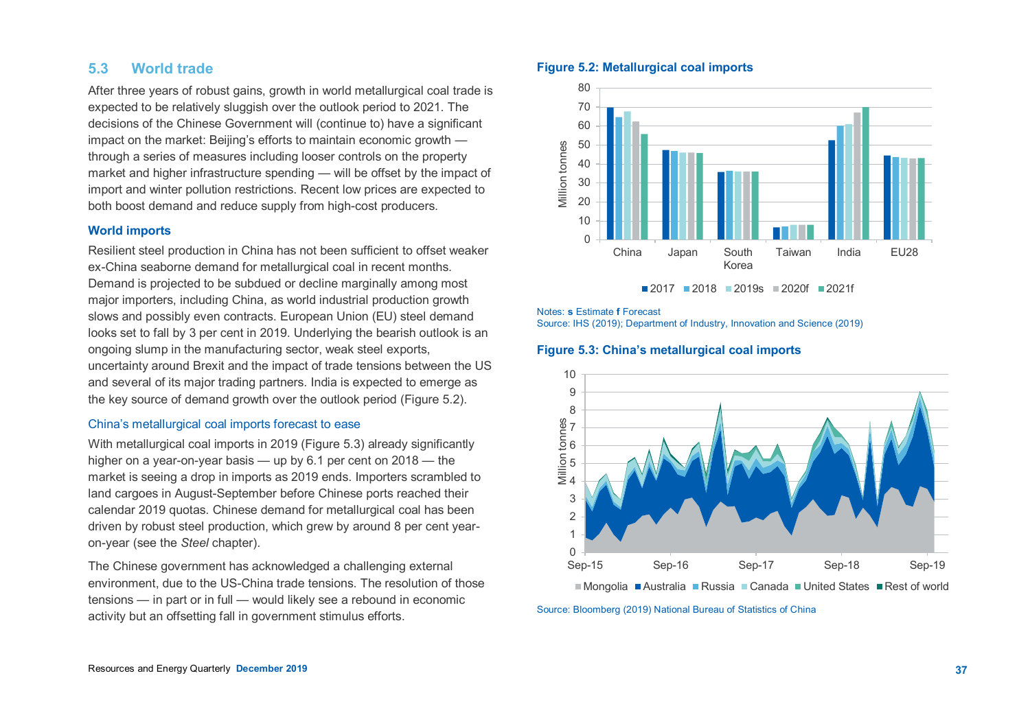## 5.3 World trade

After three years of robust gains, growth in world metallurgical coal trade is expected to be relatively sluggish over the outlook period to 2021. The decisions of the Chinese Government will (continue to) have a significant impact on the market: Beijing's efforts to maintain economic growth — through a series of measures including looser controls on the property market and higher infrastructure spending — will be offset by the impact of import and winter pollution restrictions. Recent low prices are expected to both boost demand and reduce supply from high-cost producers.

### World imports

Resilient steel production in China has not been sufficient to offset weaker ex-China seaborne demand for metallurgical coal in recent months. Demand is projected to be subdued or decline marginally among most major importers, including China, as world industrial production growth slows and possibly even contracts. European Union (EU) steel demand looks set to fall by 3 per cent in 2019. Underlying the bearish outlook is an ongoing slump in the manufacturing sector, weak steel exports, uncertainty around Brexit and the impact of trade tensions between the US and several of its major trading partners. India is expected to emerge as the key source of demand growth over the outlook period (Figure 5.2).

#### China's metallurgical coal imports forecast to ease

With metallurgical coal imports in 2019 (Figure 5.3) already significantly higher on a year-on-year basis — up by 6.1 per cent on 2018 — the market is seeing a drop in imports as 2019 ends. Importers scrambled to land cargoes in August-September before Chinese ports reached their calendar 2019 quotas. Chinese demand for metallurgical coal has been driven by robust steel production, which grew by around 8 per cent year-on-year (see the *Steel* chapter).

The Chinese government has acknowledged a challenging external environment, due to the US-China trade tensions. The resolution of those tensions — in part or in full — would likely see a rebound in economic activity but an offsetting fall in government stimulus efforts.

**Figure 5.2: Metallurgical coal imports**

Million tonnes
0 10 20 30 40 50 60 70 80
China, Japan, South Korea, Taiwan, India, EU28
2017, 2018, 2019s, 2020f, 2021f

Notes: **s** Estimate **f** Forecast
Source: IHS (2019); Department of Industry, Innovation and Science (2019)

**Figure 5.3: China's metallurgical coal imports**

Million tonnes
0 1 2 3 4 5 6 7 8 9 10
Sep-15, Sep-16, Sep-17, Sep-18, Sep-19
Mongolia, Australia, Russia, Canada, United States, Rest of world

Source: Bloomberg (2019) National Bureau of Statistics of China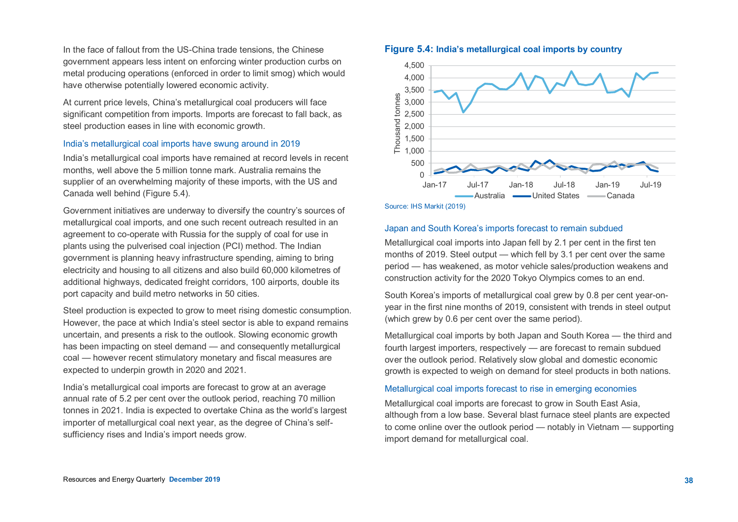In the face of fallout from the US-China trade tensions, the Chinese government appears less intent on enforcing winter production curbs on metal producing operations (enforced in order to limit smog) which would have otherwise potentially lowered economic activity.

At current price levels, China's metallurgical coal producers will face significant competition from imports. Imports are forecast to fall back, as steel production eases in line with economic growth.

### India's metallurgical coal imports have swung around in 2019

India's metallurgical coal imports have remained at record levels in recent months, well above the 5 million tonne mark. Australia remains the supplier of an overwhelming majority of these imports, with the US and Canada well behind (Figure 5.4).

Government initiatives are underway to diversify the country's sources of metallurgical coal imports, and one such recent outreach resulted in an agreement to co-operate with Russia for the supply of coal for use in plants using the pulverised coal injection (PCI) method. The Indian government is planning heavy infrastructure spending, aiming to bring electricity and housing to all citizens and also build 60,000 kilometres of additional highways, dedicated freight corridors, 100 airports, double its port capacity and build metro networks in 50 cities.

Steel production is expected to grow to meet rising domestic consumption. However, the pace at which India's steel sector is able to expand remains uncertain, and presents a risk to the outlook. Slowing economic growth has been impacting on steel demand — and consequently metallurgical coal — however recent stimulatory monetary and fiscal measures are expected to underpin growth in 2020 and 2021.

India's metallurgical coal imports are forecast to grow at an average annual rate of 5.2 per cent over the outlook period, reaching 70 million tonnes in 2021. India is expected to overtake China as the world's largest importer of metallurgical coal next year, as the degree of China's self-sufficiency rises and India's import needs grow.

**Figure 5.4: India's metallurgical coal imports by country**

Thousand tonnes

4,500
4,000
3,500
3,000
2,500
2,000
1,500
1,000
500
0

Jan-17 Jul-17 Jan-18 Jul-18 Jan-19 Jul-19

Australia United States Canada

Source: IHS Markit (2019)

### Japan and South Korea's imports forecast to remain subdued

Metallurgical coal imports into Japan fell by 2.1 per cent in the first ten months of 2019. Steel output — which fell by 3.1 per cent over the same period — has weakened, as motor vehicle sales/production weakens and construction activity for the 2020 Tokyo Olympics comes to an end.

South Korea's imports of metallurgical coal grew by 0.8 per cent year-on-year in the first nine months of 2019, consistent with trends in steel output (which grew by 0.6 per cent over the same period).

Metallurgical coal imports by both Japan and South Korea — the third and fourth largest importers, respectively — are forecast to remain subdued over the outlook period. Relatively slow global and domestic economic growth is expected to weigh on demand for steel products in both nations.

### Metallurgical coal imports forecast to rise in emerging economies

Metallurgical coal imports are forecast to grow in South East Asia, although from a low base. Several blast furnace steel plants are expected to come online over the outlook period — notably in Vietnam — supporting import demand for metallurgical coal.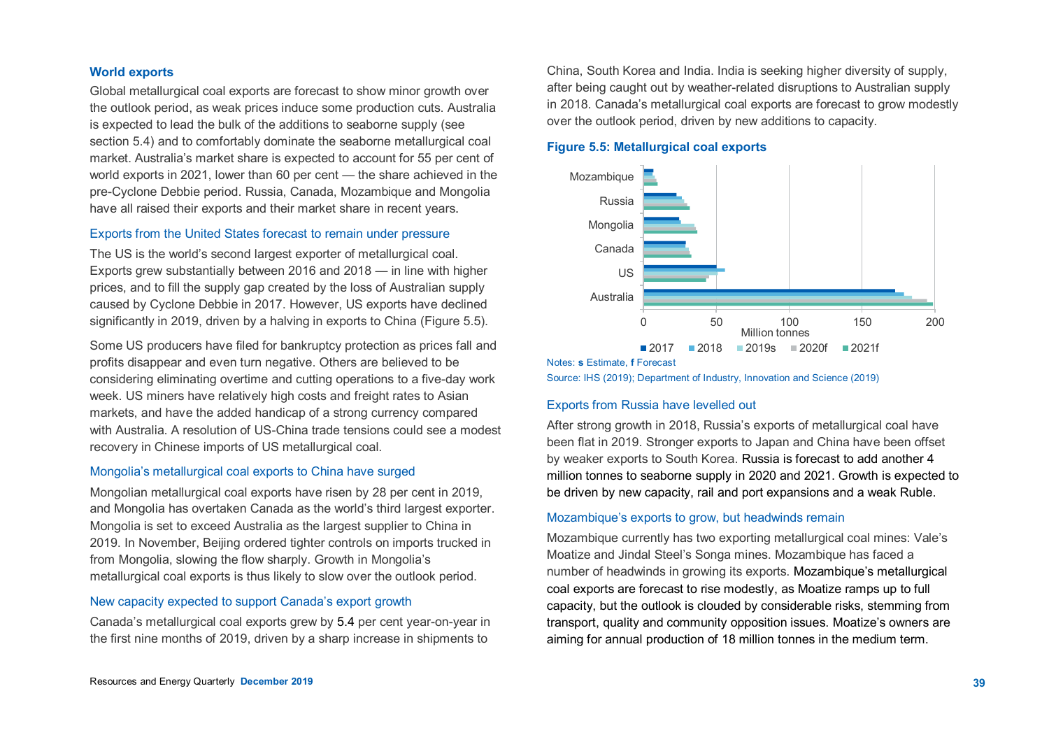### World exports

Global metallurgical coal exports are forecast to show minor growth over the outlook period, as weak prices induce some production cuts. Australia is expected to lead the bulk of the additions to seaborne supply (see section 5.4) and to comfortably dominate the seaborne metallurgical coal market. Australia's market share is expected to account for 55 per cent of world exports in 2021, lower than 60 per cent — the share achieved in the pre-Cyclone Debbie period. Russia, Canada, Mozambique and Mongolia have all raised their exports and their market share in recent years.

#### Exports from the United States forecast to remain under pressure

The US is the world's second largest exporter of metallurgical coal. Exports grew substantially between 2016 and 2018 — in line with higher prices, and to fill the supply gap created by the loss of Australian supply caused by Cyclone Debbie in 2017. However, US exports have declined significantly in 2019, driven by a halving in exports to China (Figure 5.5).

Some US producers have filed for bankruptcy protection as prices fall and profits disappear and even turn negative. Others are believed to be considering eliminating overtime and cutting operations to a five-day work week. US miners have relatively high costs and freight rates to Asian markets, and have the added handicap of a strong currency compared with Australia. A resolution of US-China trade tensions could see a modest recovery in Chinese imports of US metallurgical coal.

#### Mongolia's metallurgical coal exports to China have surged

Mongolian metallurgical coal exports have risen by 28 per cent in 2019, and Mongolia has overtaken Canada as the world's third largest exporter. Mongolia is set to exceed Australia as the largest supplier to China in 2019. In November, Beijing ordered tighter controls on imports trucked in from Mongolia, slowing the flow sharply. Growth in Mongolia's metallurgical coal exports is thus likely to slow over the outlook period.

#### New capacity expected to support Canada's export growth

Canada's metallurgical coal exports grew by 5.4 per cent year-on-year in the first nine months of 2019, driven by a sharp increase in shipments to China, South Korea and India. India is seeking higher diversity of supply, after being caught out by weather-related disruptions to Australian supply in 2018. Canada's metallurgical coal exports are forecast to grow modestly over the outlook period, driven by new additions to capacity.

**Figure 5.5: Metallurgical coal exports**

Mozambique
Russia
Mongolia
Canada
US
Australia

0 50 100 150 200
Million tonnes

2017 2018 2019s 2020f 2021f

Notes: **s** Estimate, **f** Forecast

Source: IHS (2019); Department of Industry, Innovation and Science (2019)

#### Exports from Russia have levelled out

After strong growth in 2018, Russia's exports of metallurgical coal have been flat in 2019. Stronger exports to Japan and China have been offset by weaker exports to South Korea. Russia is forecast to add another 4 million tonnes to seaborne supply in 2020 and 2021. Growth is expected to be driven by new capacity, rail and port expansions and a weak Ruble.

#### Mozambique's exports to grow, but headwinds remain

Mozambique currently has two exporting metallurgical coal mines: Vale's Moatize and Jindal Steel's Songa mines. Mozambique has faced a number of headwinds in growing its exports. Mozambique's metallurgical coal exports are forecast to rise modestly, as Moatize ramps up to full capacity, but the outlook is clouded by considerable risks, stemming from transport, quality and community opposition issues. Moatize's owners are aiming for annual production of 18 million tonnes in the medium term.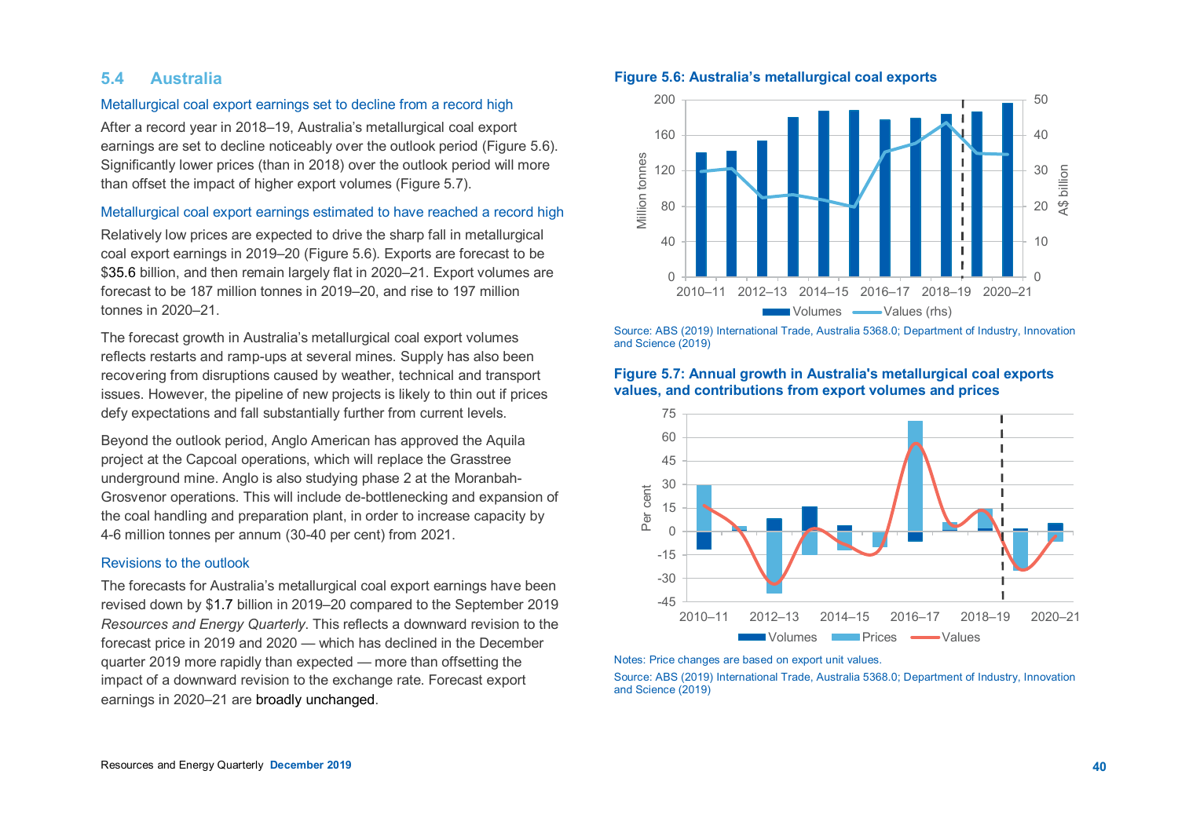## 5.4 Australia

### Metallurgical coal export earnings set to decline from a record high

After a record year in 2018–19, Australia's metallurgical coal export earnings are set to decline noticeably over the outlook period (Figure 5.6). Significantly lower prices (than in 2018) over the outlook period will more than offset the impact of higher export volumes (Figure 5.7).

### Metallurgical coal export earnings estimated to have reached a record high

Relatively low prices are expected to drive the sharp fall in metallurgical coal export earnings in 2019–20 (Figure 5.6). Exports are forecast to be $35.6 billion, and then remain largely flat in 2020–21. Export volumes are forecast to be 187 million tonnes in 2019–20, and rise to 197 million tonnes in 2020–21.

The forecast growth in Australia's metallurgical coal export volumes reflects restarts and ramp-ups at several mines. Supply has also been recovering from disruptions caused by weather, technical and transport issues. However, the pipeline of new projects is likely to thin out if prices defy expectations and fall substantially further from current levels.

Beyond the outlook period, Anglo American has approved the Aquila project at the Capcoal operations, which will replace the Grasstree underground mine. Anglo is also studying phase 2 at the Moranbah-Grosvenor operations. This will include de-bottlenecking and expansion of the coal handling and preparation plant, in order to increase capacity by 4-6 million tonnes per annum (30-40 per cent) from 2021.

### Revisions to the outlook

The forecasts for Australia's metallurgical coal export earnings have been revised down by $1.7 billion in 2019–20 compared to the September 2019 *Resources and Energy Quarterly*. This reflects a downward revision to the forecast price in 2019 and 2020 — which has declined in the December quarter 2019 more rapidly than expected — more than offsetting the impact of a downward revision to the exchange rate. Forecast export earnings in 2020–21 are broadly unchanged.

**Figure 5.6: Australia's metallurgical coal exports**

Million tonnes: 0, 40, 80, 120, 160, 200
A$ billion: 0, 10, 20, 30, 40, 50
2010–11, 2012–13, 2014–15, 2016–17, 2018–19, 2020–21
Volumes, Values (rhs)

Source: ABS (2019) International Trade, Australia 5368.0; Department of Industry, Innovation and Science (2019)

**Figure 5.7: Annual growth in Australia's metallurgical coal exports values, and contributions from export volumes and prices**

Per cent: -45, -30, -15, 0, 15, 30, 45, 60, 75
2010–11, 2012–13, 2014–15, 2016–17, 2018–19, 2020–21
Volumes, Prices, Values

Notes: Price changes are based on export unit values.

Source: ABS (2019) International Trade, Australia 5368.0; Department of Industry, Innovation and Science (2019)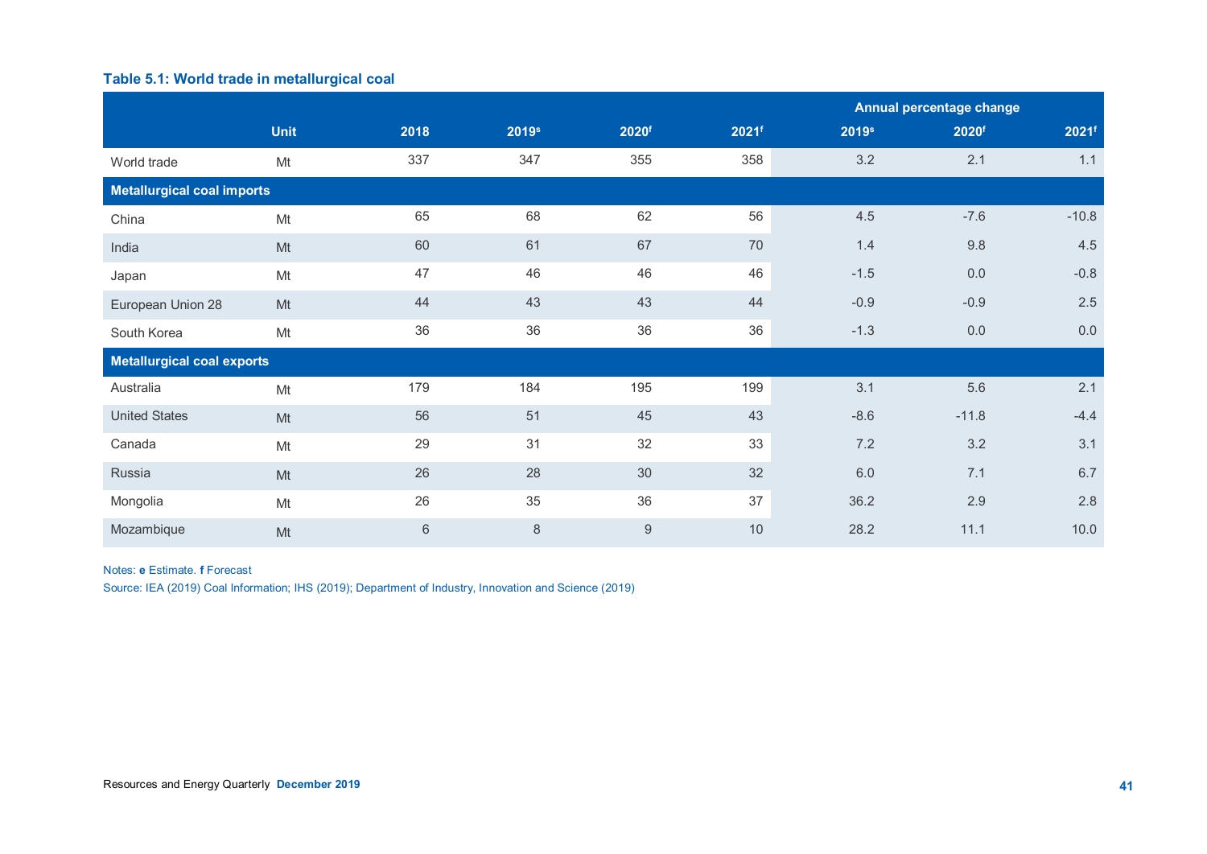**Table 5.1: World trade in metallurgical coal**

| | Unit | 2018 | 2019[s] | 2020[f] | 2021[f] | Annual percentage change 2019[s] | 2020[f] | 2021[f] |
|---|---|---|---|---|---|---|---|---|
| World trade | Mt | 337 | 347 | 355 | 358 | 3.2 | 2.1 | 1.1 |
| **Metallurgical coal imports** | | | | | | | | |
| China | Mt | 65 | 68 | 62 | 56 | 4.5 | -7.6 | -10.8 |
| India | Mt | 60 | 61 | 67 | 70 | 1.4 | 9.8 | 4.5 |
| Japan | Mt | 47 | 46 | 46 | 46 | -1.5 | 0.0 | -0.8 |
| European Union 28 | Mt | 44 | 43 | 43 | 44 | -0.9 | -0.9 | 2.5 |
| South Korea | Mt | 36 | 36 | 36 | 36 | -1.3 | 0.0 | 0.0 |
| **Metallurgical coal exports** | | | | | | | | |
| Australia | Mt | 179 | 184 | 195 | 199 | 3.1 | 5.6 | 2.1 |
| United States | Mt | 56 | 51 | 45 | 43 | -8.6 | -11.8 | -4.4 |
| Canada | Mt | 29 | 31 | 32 | 33 | 7.2 | 3.2 | 3.1 |
| Russia | Mt | 26 | 28 | 30 | 32 | 6.0 | 7.1 | 6.7 |
| Mongolia | Mt | 26 | 35 | 36 | 37 | 36.2 | 2.9 | 2.8 |
| Mozambique | Mt | 6 | 8 | 9 | 10 | 28.2 | 11.1 | 10.0 |

Notes: **e** Estimate. **f** Forecast

Source: IEA (2019) Coal Information; IHS (2019); Department of Industry, Innovation and Science (2019)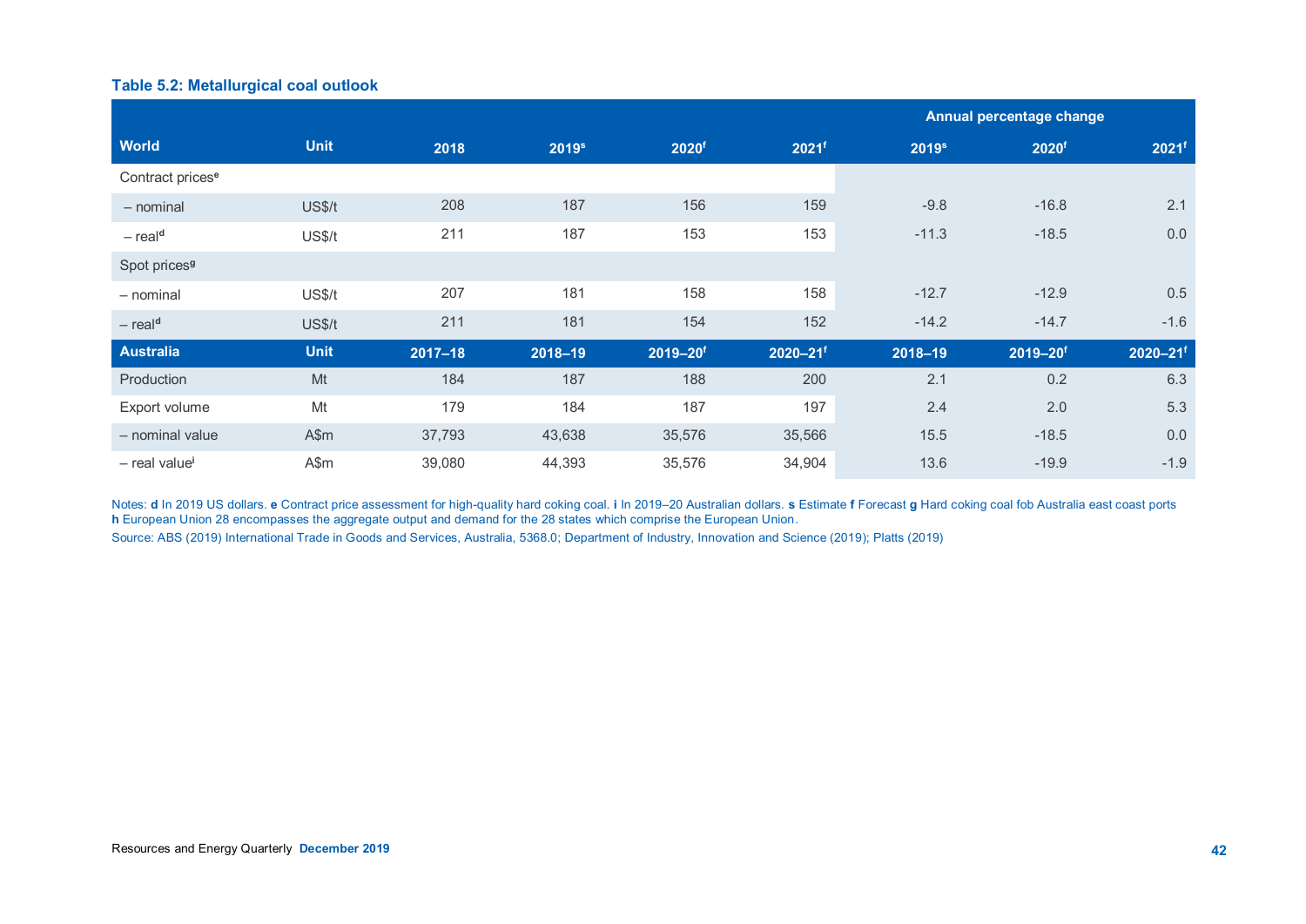### Table 5.2: Metallurgical coal outlook

| | | | | | | Annual percentage change | | |
|---|---|---|---|---|---|---|---|---|
| **World** | **Unit** | **2018** | **2019[s]** | **2020[f]** | **2021[f]** | **2019[s]** | **2020[f]** | **2021[f]** |
| Contract prices[e] | | | | | | | | |
| – nominal | US$/t | 208 | 187 | 156 | 159 | -9.8 | -16.8 | 2.1 |
| – real[d] | US$/t | 211 | 187 | 153 | 153 | -11.3 | -18.5 | 0.0 |
| Spot prices[g] | | | | | | | | |
| – nominal | US$/t | 207 | 181 | 158 | 158 | -12.7 | -12.9 | 0.5 |
| – real[d] | US$/t | 211 | 181 | 154 | 152 | -14.2 | -14.7 | -1.6 |
| **Australia** | **Unit** | **2017–18** | **2018–19** | **2019–20[f]** | **2020–21[f]** | **2018–19** | **2019–20[f]** | **2020–21[f]** |
| Production | Mt | 184 | 187 | 188 | 200 | 2.1 | 0.2 | 6.3 |
| Export volume | Mt | 179 | 184 | 187 | 197 | 2.4 | 2.0 | 5.3 |
| – nominal value | A$m | 37,793 | 43,638 | 35,576 | 35,566 | 15.5 | -18.5 | 0.0 |
| – real value[i] | A$m | 39,080 | 44,393 | 35,576 | 34,904 | 13.6 | -19.9 | -1.9 |

Notes: **d** In 2019 US dollars. **e** Contract price assessment for high-quality hard coking coal. **i** In 2019–20 Australian dollars. **s** Estimate **f** Forecast **g** Hard coking coal fob Australia east coast ports **h** European Union 28 encompasses the aggregate output and demand for the 28 states which comprise the European Union.

Source: ABS (2019) International Trade in Goods and Services, Australia, 5368.0; Department of Industry, Innovation and Science (2019); Platts (2019)